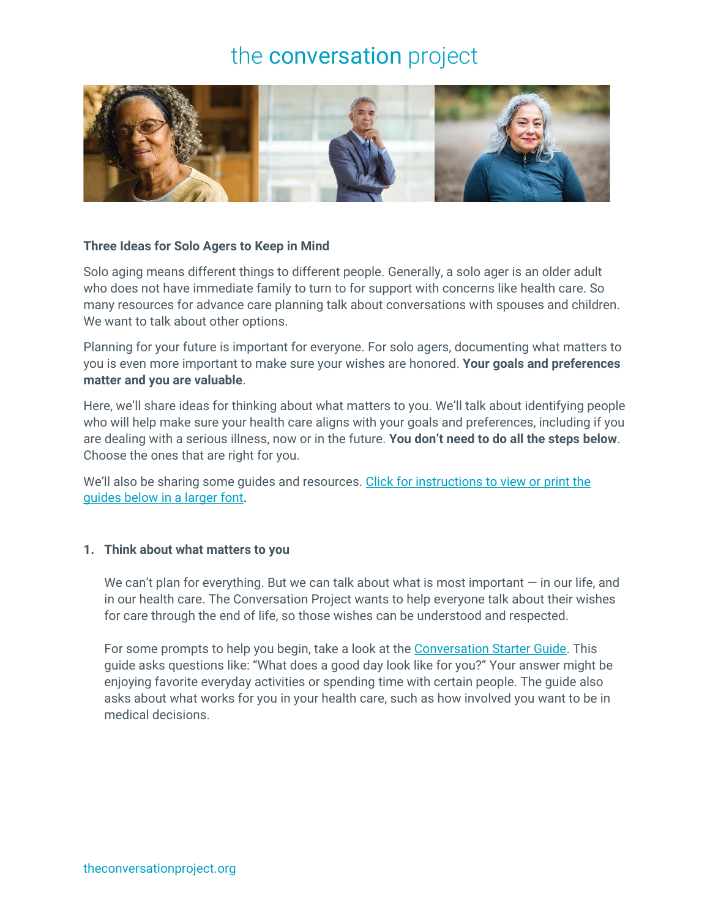# the conversation project

**Three Ideas for Solo Agers to Keep in Mind**

Solo aging means different things to different people. Generally, a solo ager is an older adult who does not have immediate family to turn to for support with concerns like health care. So many resources for advance care planning talk about conversations with spouses and children. We want to talk about other options.

Planning for your future is important for everyone. For solo agers, documenting what matters to you is even more important to make sure your wishes are honored. **Your goals and preferences matter and you are valuable**.

Here, we'll share ideas for thinking about what matters to you. We'll talk about identifying people who will help make sure your health care aligns with your goals and preferences, including if you are dealing with a serious illness, now or in the future. **You don't need to do all the steps below**. Choose the ones that are right for you.

We'll also be sharing some guides and resources. Click for instructions to view or print the guides below in a larger font.

1. **Think about what matters to you**

   We can't plan for everything. But we can talk about what is most important — in our life, and in our health care. The Conversation Project wants to help everyone talk about their wishes for care through the end of life, so those wishes can be understood and respected.

   For some prompts to help you begin, take a look at the Conversation Starter Guide. This guide asks questions like: "What does a good day look like for you?" Your answer might be enjoying favorite everyday activities or spending time with certain people. The guide also asks about what works for you in your health care, such as how involved you want to be in medical decisions.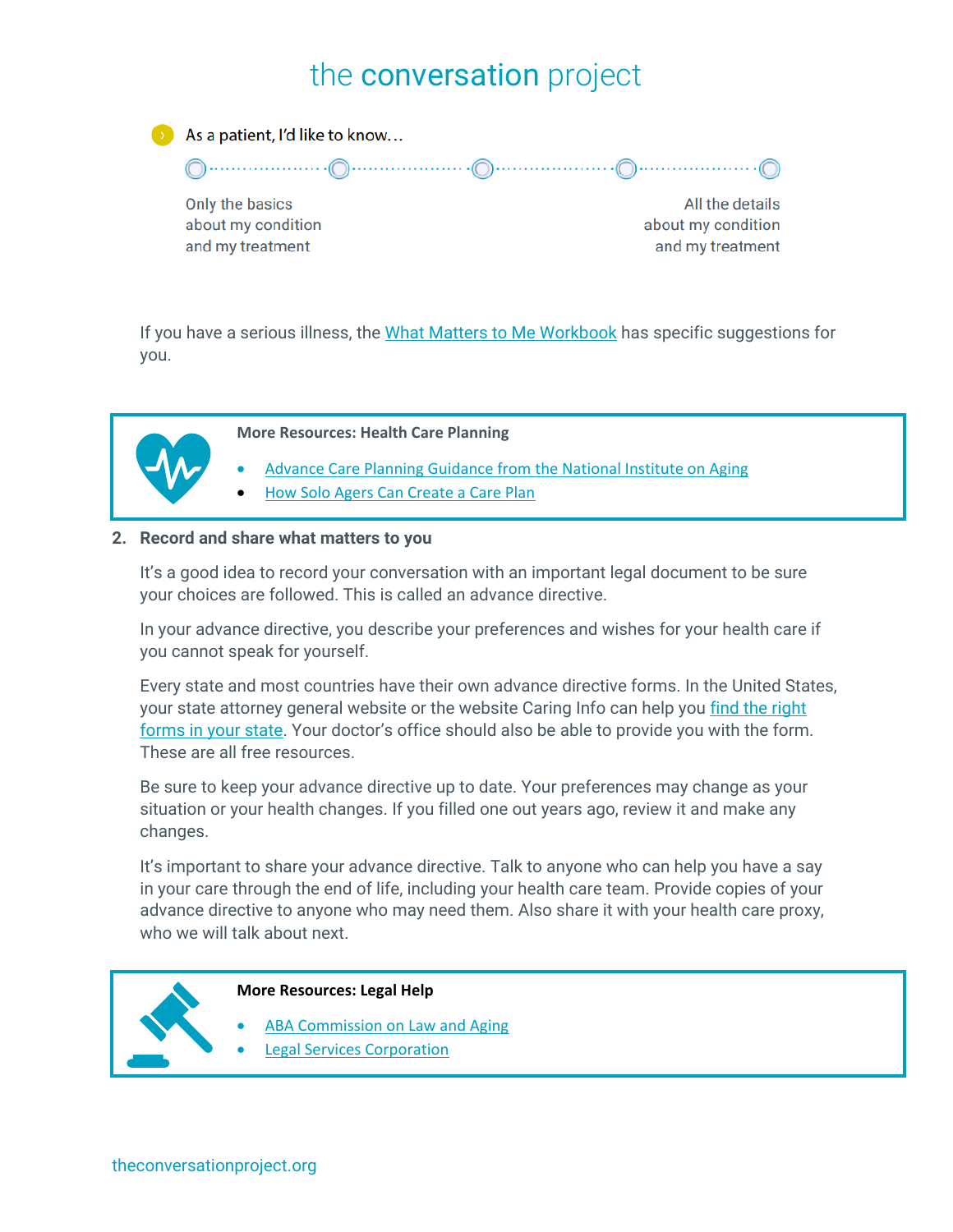As a patient, I'd like to know...

Only the basics about my condition and my treatment ⋯⋯ All the details about my condition and my treatment

If you have a serious illness, the What Matters to Me Workbook has specific suggestions for you.

**More Resources: Health Care Planning**

- Advance Care Planning Guidance from the National Institute on Aging
- How Solo Agers Can Create a Care Plan

2. **Record and share what matters to you**

   It's a good idea to record your conversation with an important legal document to be sure your choices are followed. This is called an advance directive.

   In your advance directive, you describe your preferences and wishes for your health care if you cannot speak for yourself.

   Every state and most countries have their own advance directive forms. In the United States, your state attorney general website or the website Caring Info can help you find the right forms in your state. Your doctor's office should also be able to provide you with the form. These are all free resources.

   Be sure to keep your advance directive up to date. Your preferences may change as your situation or your health changes. If you filled one out years ago, review it and make any changes.

   It's important to share your advance directive. Talk to anyone who can help you have a say in your care through the end of life, including your health care team. Provide copies of your advance directive to anyone who may need them. Also share it with your health care proxy, who we will talk about next.

**More Resources: Legal Help**

- ABA Commission on Law and Aging
- Legal Services Corporation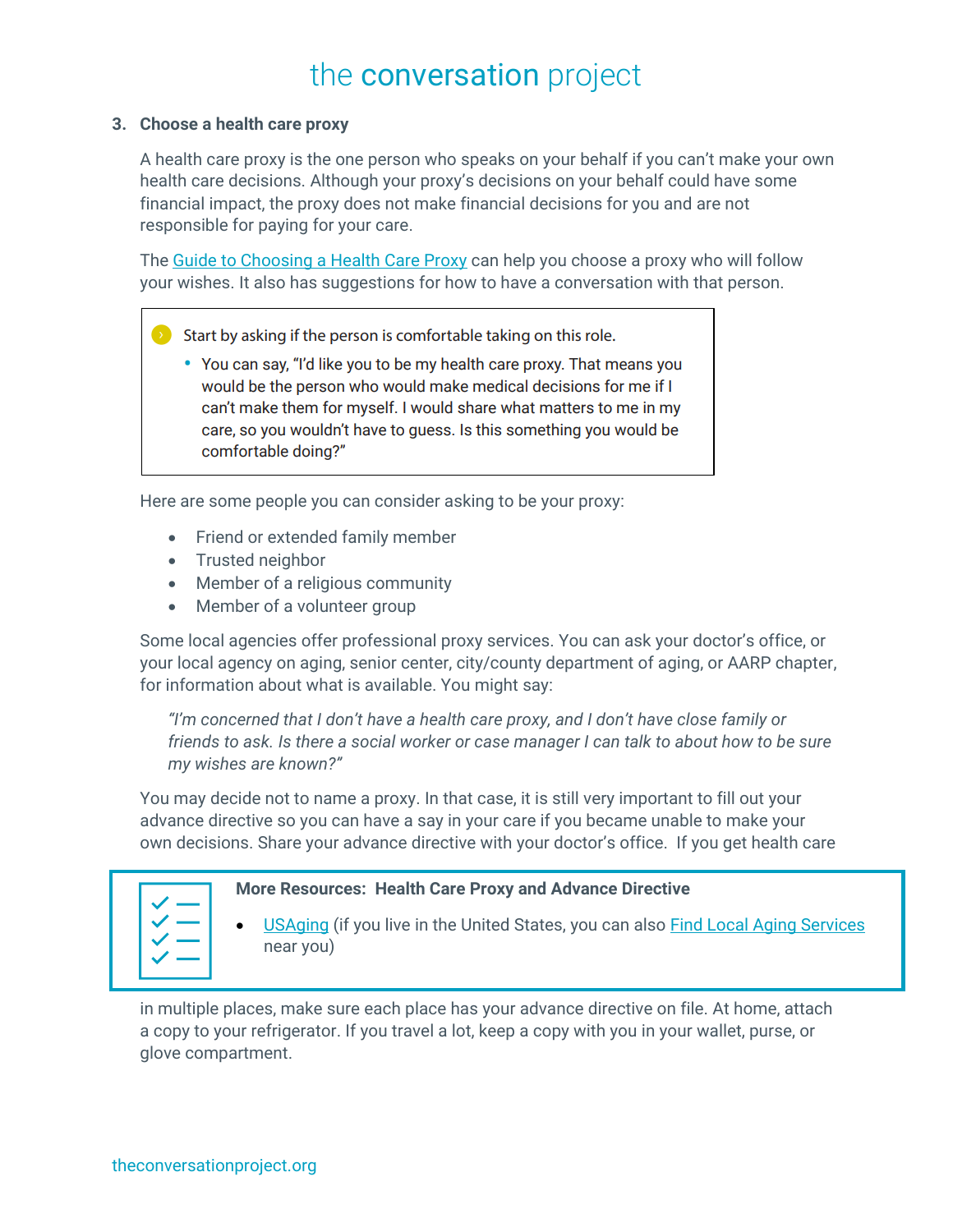### 3. Choose a health care proxy

A health care proxy is the one person who speaks on your behalf if you can't make your own health care decisions. Although your proxy's decisions on your behalf could have some financial impact, the proxy does not make financial decisions for you and are not responsible for paying for your care.

The Guide to Choosing a Health Care Proxy can help you choose a proxy who will follow your wishes. It also has suggestions for how to have a conversation with that person.

> Start by asking if the person is comfortable taking on this role.
>
> - You can say, "I'd like you to be my health care proxy. That means you would be the person who would make medical decisions for me if I can't make them for myself. I would share what matters to me in my care, so you wouldn't have to guess. Is this something you would be comfortable doing?"

Here are some people you can consider asking to be your proxy:

- Friend or extended family member
- Trusted neighbor
- Member of a religious community
- Member of a volunteer group

Some local agencies offer professional proxy services. You can ask your doctor's office, or your local agency on aging, senior center, city/county department of aging, or AARP chapter, for information about what is available. You might say:

> *"I'm concerned that I don't have a health care proxy, and I don't have close family or friends to ask. Is there a social worker or case manager I can talk to about how to be sure my wishes are known?"*

You may decide not to name a proxy. In that case, it is still very important to fill out your advance directive so you can have a say in your care if you became unable to make your own decisions. Share your advance directive with your doctor's office. If you get health care in multiple places, make sure each place has your advance directive on file. At home, attach a copy to your refrigerator. If you travel a lot, keep a copy with you in your wallet, purse, or glove compartment.

> **More Resources: Health Care Proxy and Advance Directive**
>
> - USAging (if you live in the United States, you can also Find Local Aging Services near you)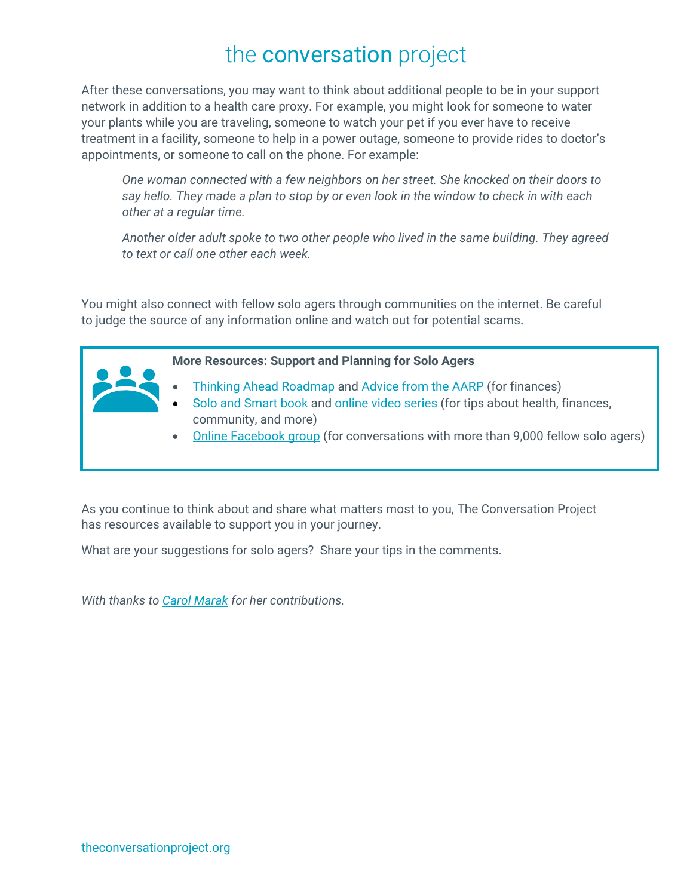After these conversations, you may want to think about additional people to be in your support network in addition to a health care proxy. For example, you might look for someone to water your plants while you are traveling, someone to watch your pet if you ever have to receive treatment in a facility, someone to help in a power outage, someone to provide rides to doctor's appointments, or someone to call on the phone. For example:

> *One woman connected with a few neighbors on her street. She knocked on their doors to say hello. They made a plan to stop by or even look in the window to check in with each other at a regular time.*
>
> *Another older adult spoke to two other people who lived in the same building. They agreed to text or call one other each week.*

You might also connect with fellow solo agers through communities on the internet. Be careful to judge the source of any information online and watch out for potential scams.

**More Resources: Support and Planning for Solo Agers**

- Thinking Ahead Roadmap and Advice from the AARP (for finances)
- Solo and Smart book and online video series (for tips about health, finances, community, and more)
- Online Facebook group (for conversations with more than 9,000 fellow solo agers)

As you continue to think about and share what matters most to you, The Conversation Project has resources available to support you in your journey.

What are your suggestions for solo agers? Share your tips in the comments.

*With thanks to Carol Marak for her contributions.*